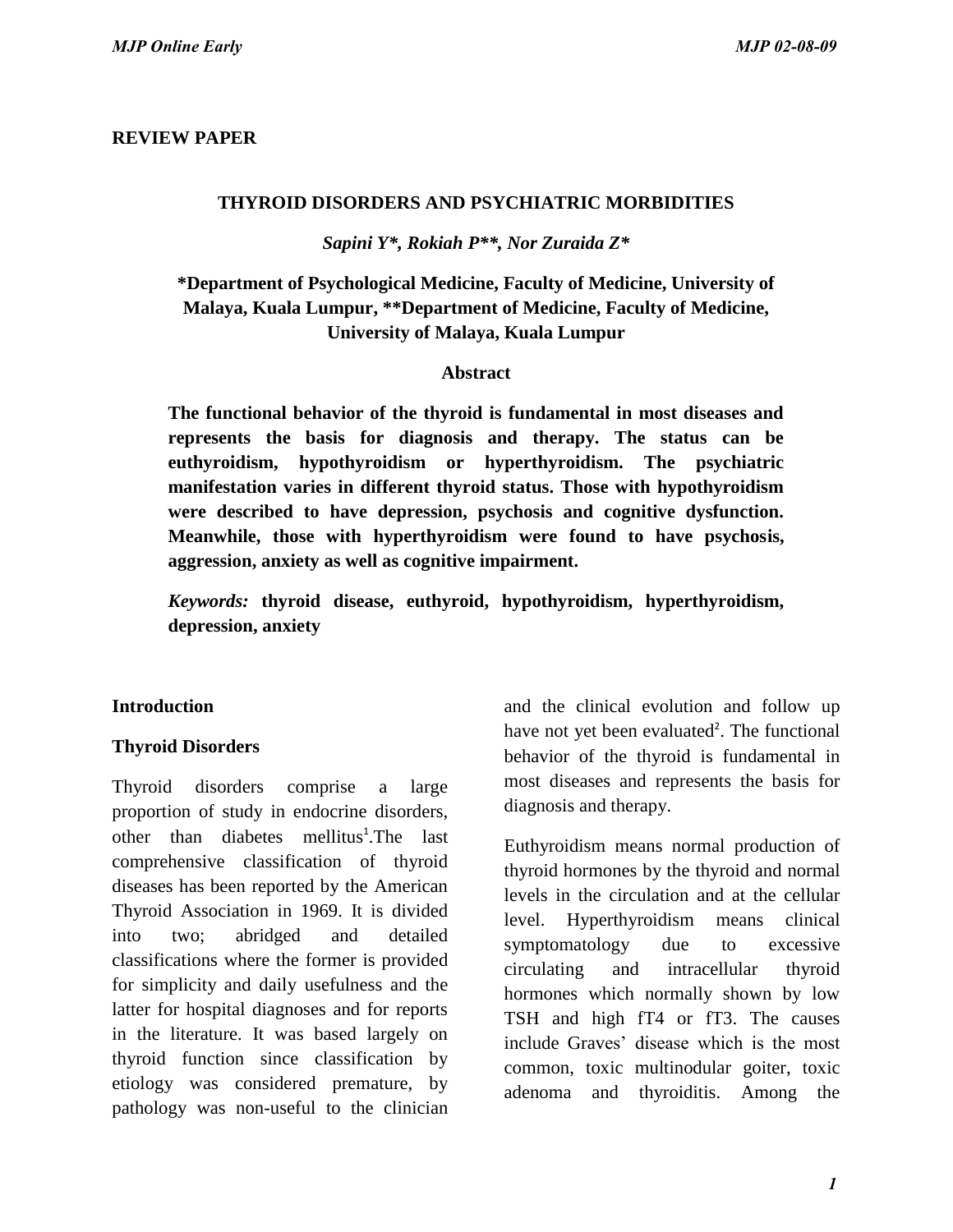**REVIEW PAPER**

# THYROID DISORDERS AND PSYCHIATRIC MORBIDITIES

***Sapini Y\*, Rokiah P\*\*, Nor Zuraida Z\****

**\*Department of Psychological Medicine, Faculty of Medicine, University of Malaya, Kuala Lumpur, \*\*Department of Medicine, Faculty of Medicine, University of Malaya, Kuala Lumpur**

## Abstract

**The functional behavior of the thyroid is fundamental in most diseases and represents the basis for diagnosis and therapy. The status can be euthyroidism, hypothyroidism or hyperthyroidism. The psychiatric manifestation varies in different thyroid status. Those with hypothyroidism were described to have depression, psychosis and cognitive dysfunction. Meanwhile, those with hyperthyroidism were found to have psychosis, aggression, anxiety as well as cognitive impairment.**

***Keywords:*** **thyroid disease, euthyroid, hypothyroidism, hyperthyroidism, depression, anxiety**

## Introduction

### Thyroid Disorders

Thyroid disorders comprise a large proportion of study in endocrine disorders, other than diabetes mellitus[1].The last comprehensive classification of thyroid diseases has been reported by the American Thyroid Association in 1969. It is divided into two; abridged and detailed classifications where the former is provided for simplicity and daily usefulness and the latter for hospital diagnoses and for reports in the literature. It was based largely on thyroid function since classification by etiology was considered premature, by pathology was non-useful to the clinician and the clinical evolution and follow up have not yet been evaluated[2]. The functional behavior of the thyroid is fundamental in most diseases and represents the basis for diagnosis and therapy.

Euthyroidism means normal production of thyroid hormones by the thyroid and normal levels in the circulation and at the cellular level. Hyperthyroidism means clinical symptomatology due to excessive circulating and intracellular thyroid hormones which normally shown by low TSH and high fT4 or fT3. The causes include Graves' disease which is the most common, toxic multinodular goiter, toxic adenoma and thyroiditis. Among the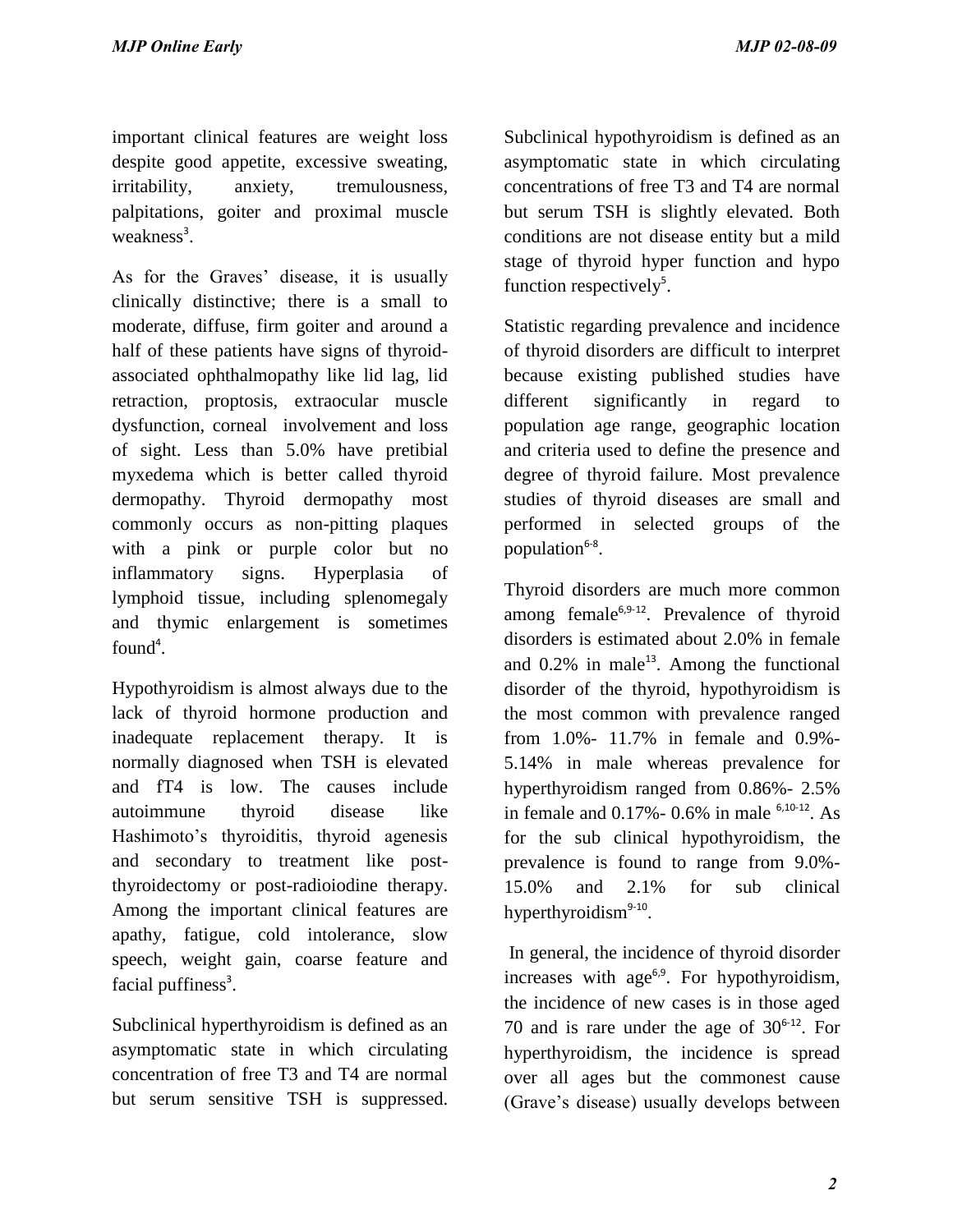important clinical features are weight loss despite good appetite, excessive sweating, irritability, anxiety, tremulousness, palpitations, goiter and proximal muscle weakness[3].

As for the Graves' disease, it is usually clinically distinctive; there is a small to moderate, diffuse, firm goiter and around a half of these patients have signs of thyroid-associated ophthalmopathy like lid lag, lid retraction, proptosis, extraocular muscle dysfunction, corneal involvement and loss of sight. Less than 5.0% have pretibial myxedema which is better called thyroid dermopathy. Thyroid dermopathy most commonly occurs as non-pitting plaques with a pink or purple color but no inflammatory signs. Hyperplasia of lymphoid tissue, including splenomegaly and thymic enlargement is sometimes found[4].

Hypothyroidism is almost always due to the lack of thyroid hormone production and inadequate replacement therapy. It is normally diagnosed when TSH is elevated and fT4 is low. The causes include autoimmune thyroid disease like Hashimoto's thyroiditis, thyroid agenesis and secondary to treatment like post-thyroidectomy or post-radioiodine therapy. Among the important clinical features are apathy, fatigue, cold intolerance, slow speech, weight gain, coarse feature and facial puffiness[3].

Subclinical hyperthyroidism is defined as an asymptomatic state in which circulating concentration of free T3 and T4 are normal but serum sensitive TSH is suppressed. Subclinical hypothyroidism is defined as an asymptomatic state in which circulating concentrations of free T3 and T4 are normal but serum TSH is slightly elevated. Both conditions are not disease entity but a mild stage of thyroid hyper function and hypo function respectively[5].

Statistic regarding prevalence and incidence of thyroid disorders are difficult to interpret because existing published studies have different significantly in regard to population age range, geographic location and criteria used to define the presence and degree of thyroid failure. Most prevalence studies of thyroid diseases are small and performed in selected groups of the population[6-8].

Thyroid disorders are much more common among female[6,9-12]. Prevalence of thyroid disorders is estimated about 2.0% in female and 0.2% in male[13]. Among the functional disorder of the thyroid, hypothyroidism is the most common with prevalence ranged from 1.0%- 11.7% in female and 0.9%- 5.14% in male whereas prevalence for hyperthyroidism ranged from 0.86%- 2.5% in female and 0.17%- 0.6% in male [6,10-12]. As for the sub clinical hypothyroidism, the prevalence is found to range from 9.0%- 15.0% and 2.1% for sub clinical hyperthyroidism[9-10].

In general, the incidence of thyroid disorder increases with age[6,9]. For hypothyroidism, the incidence of new cases is in those aged 70 and is rare under the age of 30[6-12]. For hyperthyroidism, the incidence is spread over all ages but the commonest cause (Grave's disease) usually develops between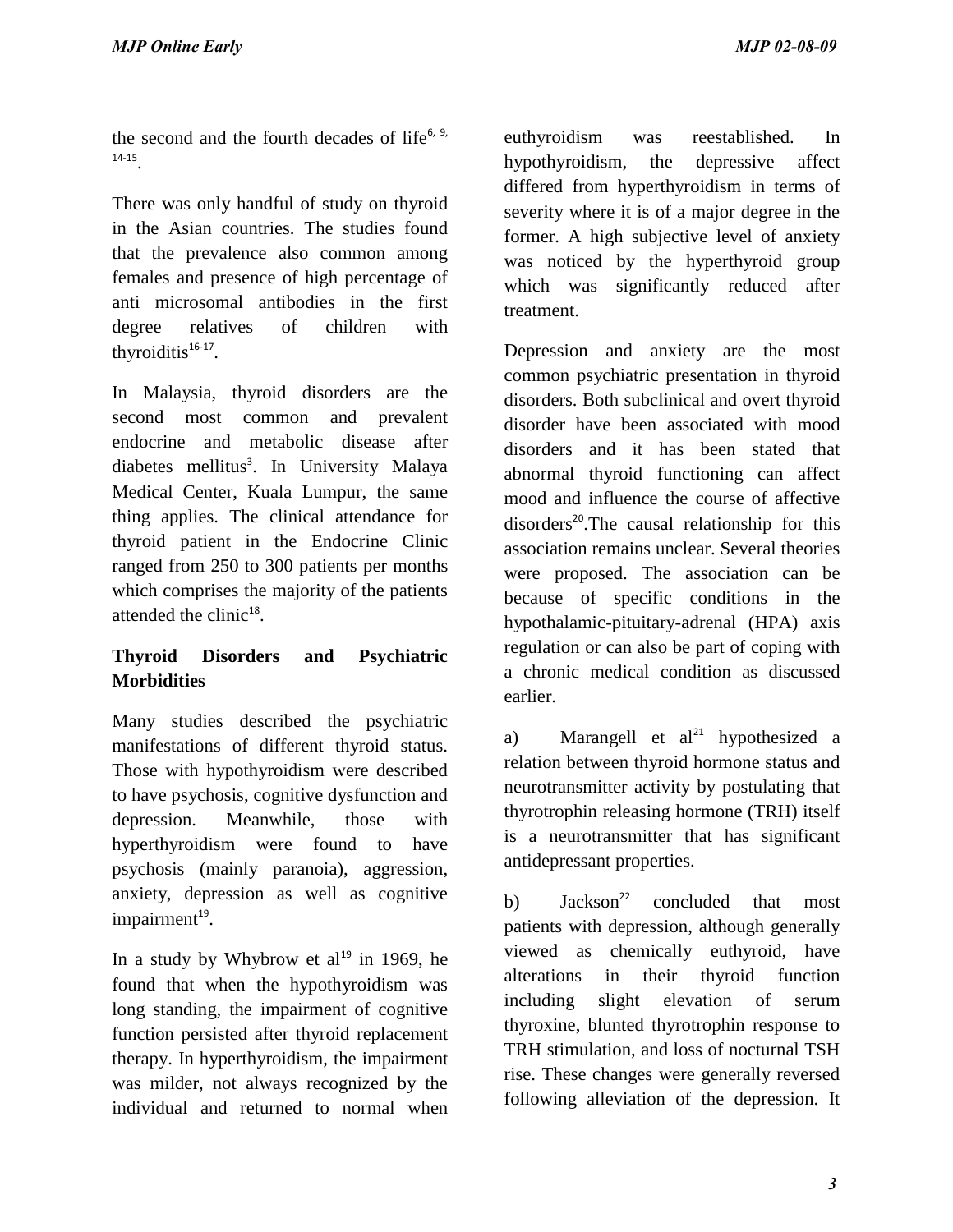the second and the fourth decades of life[6, 9, 14-15].

There was only handful of study on thyroid in the Asian countries. The studies found that the prevalence also common among females and presence of high percentage of anti microsomal antibodies in the first degree relatives of children with thyroiditis[16-17].

In Malaysia, thyroid disorders are the second most common and prevalent endocrine and metabolic disease after diabetes mellitus[3]. In University Malaya Medical Center, Kuala Lumpur, the same thing applies. The clinical attendance for thyroid patient in the Endocrine Clinic ranged from 250 to 300 patients per months which comprises the majority of the patients attended the clinic[18].

**Thyroid Disorders and Psychiatric Morbidities**

Many studies described the psychiatric manifestations of different thyroid status. Those with hypothyroidism were described to have psychosis, cognitive dysfunction and depression. Meanwhile, those with hyperthyroidism were found to have psychosis (mainly paranoia), aggression, anxiety, depression as well as cognitive impairment[19].

In a study by Whybrow et al[19] in 1969, he found that when the hypothyroidism was long standing, the impairment of cognitive function persisted after thyroid replacement therapy. In hyperthyroidism, the impairment was milder, not always recognized by the individual and returned to normal when euthyroidism was reestablished. In hypothyroidism, the depressive affect differed from hyperthyroidism in terms of severity where it is of a major degree in the former. A high subjective level of anxiety was noticed by the hyperthyroid group which was significantly reduced after treatment.

Depression and anxiety are the most common psychiatric presentation in thyroid disorders. Both subclinical and overt thyroid disorder have been associated with mood disorders and it has been stated that abnormal thyroid functioning can affect mood and influence the course of affective disorders[20].The causal relationship for this association remains unclear. Several theories were proposed. The association can be because of specific conditions in the hypothalamic-pituitary-adrenal (HPA) axis regulation or can also be part of coping with a chronic medical condition as discussed earlier.

a) Marangell et al[21] hypothesized a relation between thyroid hormone status and neurotransmitter activity by postulating that thyrotrophin releasing hormone (TRH) itself is a neurotransmitter that has significant antidepressant properties.

b) Jackson[22] concluded that most patients with depression, although generally viewed as chemically euthyroid, have alterations in their thyroid function including slight elevation of serum thyroxine, blunted thyrotrophin response to TRH stimulation, and loss of nocturnal TSH rise. These changes were generally reversed following alleviation of the depression. It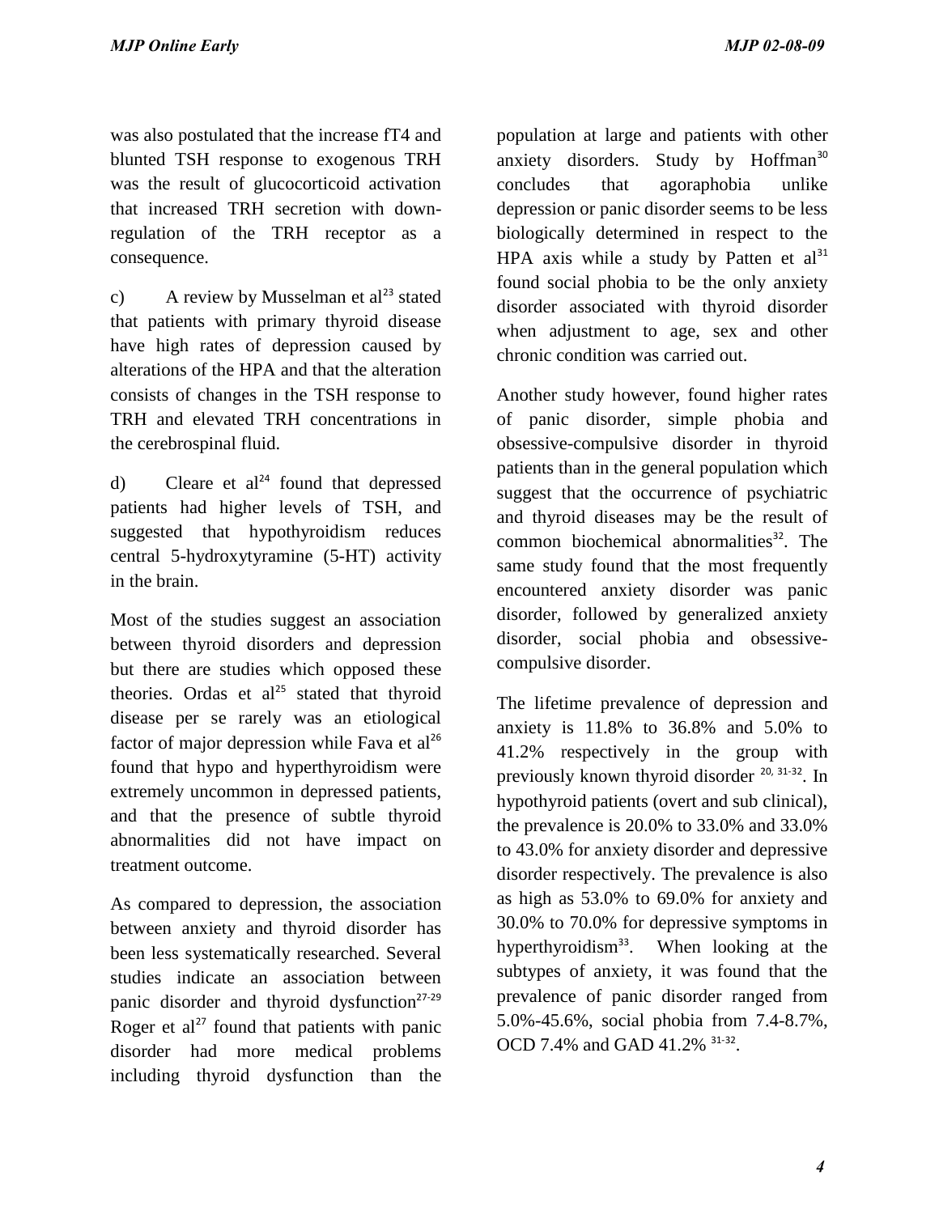was also postulated that the increase fT4 and blunted TSH response to exogenous TRH was the result of glucocorticoid activation that increased TRH secretion with down-regulation of the TRH receptor as a consequence.

c) A review by Musselman et al[23] stated that patients with primary thyroid disease have high rates of depression caused by alterations of the HPA and that the alteration consists of changes in the TSH response to TRH and elevated TRH concentrations in the cerebrospinal fluid.

d) Cleare et al[24] found that depressed patients had higher levels of TSH, and suggested that hypothyroidism reduces central 5-hydroxytyramine (5-HT) activity in the brain.

Most of the studies suggest an association between thyroid disorders and depression but there are studies which opposed these theories. Ordas et al[25] stated that thyroid disease per se rarely was an etiological factor of major depression while Fava et al[26] found that hypo and hyperthyroidism were extremely uncommon in depressed patients, and that the presence of subtle thyroid abnormalities did not have impact on treatment outcome.

As compared to depression, the association between anxiety and thyroid disorder has been less systematically researched. Several studies indicate an association between panic disorder and thyroid dysfunction[27-29] Roger et al[27] found that patients with panic disorder had more medical problems including thyroid dysfunction than the population at large and patients with other anxiety disorders. Study by Hoffman[30] concludes that agoraphobia unlike depression or panic disorder seems to be less biologically determined in respect to the HPA axis while a study by Patten et al[31] found social phobia to be the only anxiety disorder associated with thyroid disorder when adjustment to age, sex and other chronic condition was carried out.

Another study however, found higher rates of panic disorder, simple phobia and obsessive-compulsive disorder in thyroid patients than in the general population which suggest that the occurrence of psychiatric and thyroid diseases may be the result of common biochemical abnormalities[32]. The same study found that the most frequently encountered anxiety disorder was panic disorder, followed by generalized anxiety disorder, social phobia and obsessive-compulsive disorder.

The lifetime prevalence of depression and anxiety is 11.8% to 36.8% and 5.0% to 41.2% respectively in the group with previously known thyroid disorder [20, 31-32]. In hypothyroid patients (overt and sub clinical), the prevalence is 20.0% to 33.0% and 33.0% to 43.0% for anxiety disorder and depressive disorder respectively. The prevalence is also as high as 53.0% to 69.0% for anxiety and 30.0% to 70.0% for depressive symptoms in hyperthyroidism[33]. When looking at the subtypes of anxiety, it was found that the prevalence of panic disorder ranged from 5.0%-45.6%, social phobia from 7.4-8.7%, OCD 7.4% and GAD 41.2% [31-32].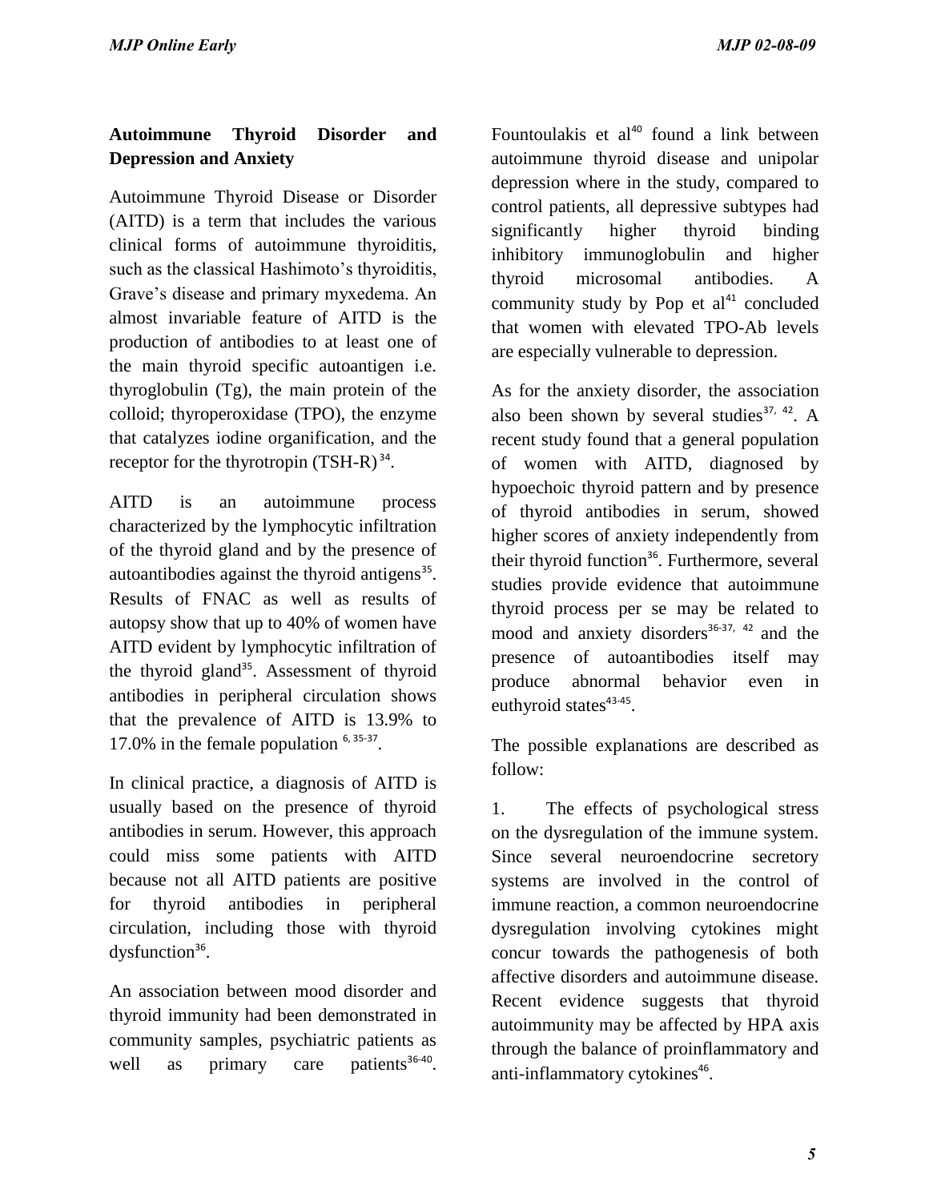## Autoimmune Thyroid Disorder and Depression and Anxiety

Autoimmune Thyroid Disease or Disorder (AITD) is a term that includes the various clinical forms of autoimmune thyroiditis, such as the classical Hashimoto's thyroiditis, Grave's disease and primary myxedema. An almost invariable feature of AITD is the production of antibodies to at least one of the main thyroid specific autoantigen i.e. thyroglobulin (Tg), the main protein of the colloid; thyroperoxidase (TPO), the enzyme that catalyzes iodine organification, and the receptor for the thyrotropin (TSH-R)[34].

AITD is an autoimmune process characterized by the lymphocytic infiltration of the thyroid gland and by the presence of autoantibodies against the thyroid antigens[35]. Results of FNAC as well as results of autopsy show that up to 40% of women have AITD evident by lymphocytic infiltration of the thyroid gland[35]. Assessment of thyroid antibodies in peripheral circulation shows that the prevalence of AITD is 13.9% to 17.0% in the female population [6, 35-37].

In clinical practice, a diagnosis of AITD is usually based on the presence of thyroid antibodies in serum. However, this approach could miss some patients with AITD because not all AITD patients are positive for thyroid antibodies in peripheral circulation, including those with thyroid dysfunction[36].

An association between mood disorder and thyroid immunity had been demonstrated in community samples, psychiatric patients as well as primary care patients[36-40]. Fountoulakis et al[40] found a link between autoimmune thyroid disease and unipolar depression where in the study, compared to control patients, all depressive subtypes had significantly higher thyroid binding inhibitory immunoglobulin and higher thyroid microsomal antibodies. A community study by Pop et al[41] concluded that women with elevated TPO-Ab levels are especially vulnerable to depression.

As for the anxiety disorder, the association also been shown by several studies[37, 42]. A recent study found that a general population of women with AITD, diagnosed by hypoechoic thyroid pattern and by presence of thyroid antibodies in serum, showed higher scores of anxiety independently from their thyroid function[36]. Furthermore, several studies provide evidence that autoimmune thyroid process per se may be related to mood and anxiety disorders[36-37, 42] and the presence of autoantibodies itself may produce abnormal behavior even in euthyroid states[43-45].

The possible explanations are described as follow:

1. The effects of psychological stress on the dysregulation of the immune system. Since several neuroendocrine secretory systems are involved in the control of immune reaction, a common neuroendocrine dysregulation involving cytokines might concur towards the pathogenesis of both affective disorders and autoimmune disease. Recent evidence suggests that thyroid autoimmunity may be affected by HPA axis through the balance of proinflammatory and anti-inflammatory cytokines[46].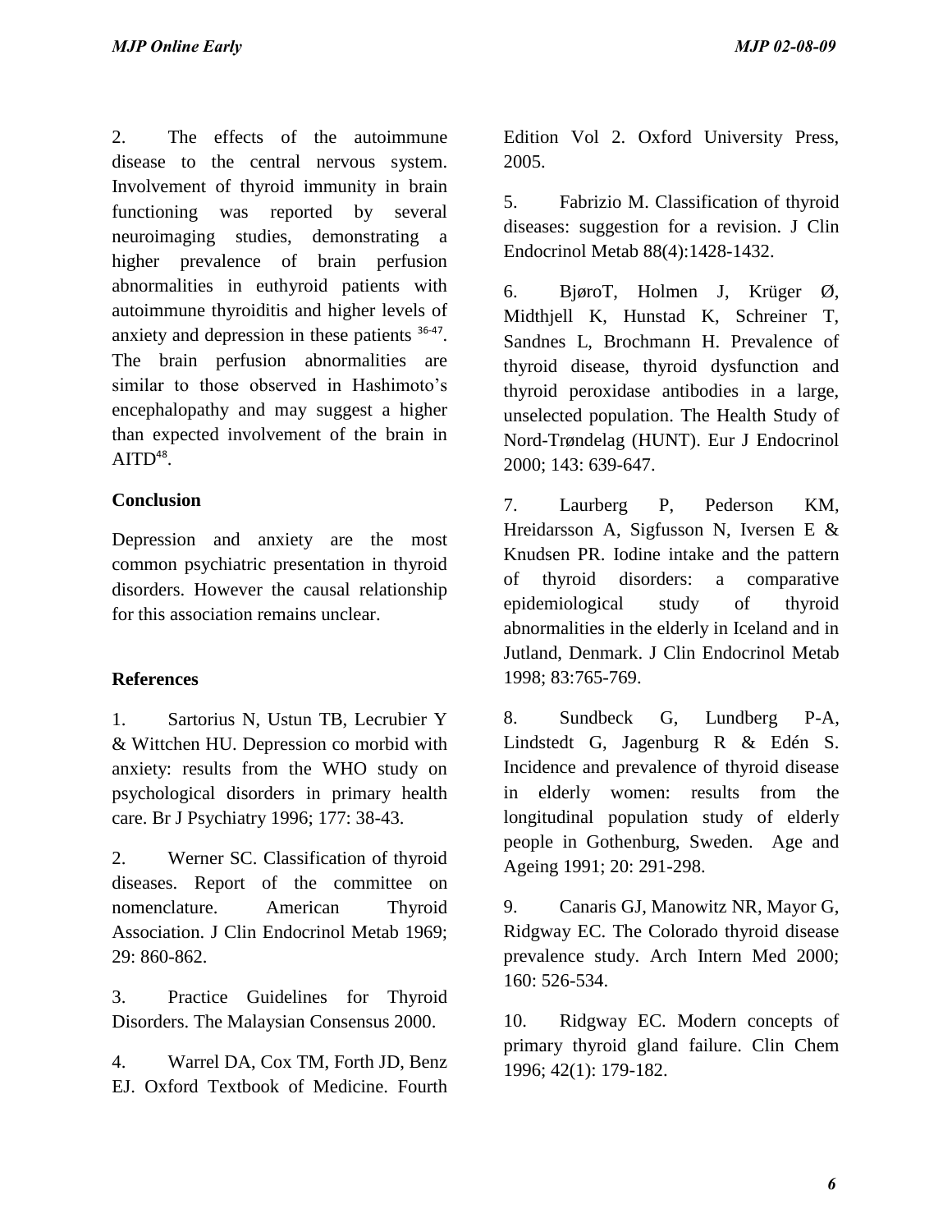2. The effects of the autoimmune disease to the central nervous system. Involvement of thyroid immunity in brain functioning was reported by several neuroimaging studies, demonstrating a higher prevalence of brain perfusion abnormalities in euthyroid patients with autoimmune thyroiditis and higher levels of anxiety and depression in these patients [36-47]. The brain perfusion abnormalities are similar to those observed in Hashimoto's encephalopathy and may suggest a higher than expected involvement of the brain in AITD[48].

## Conclusion

Depression and anxiety are the most common psychiatric presentation in thyroid disorders. However the causal relationship for this association remains unclear.

## References

1. Sartorius N, Ustun TB, Lecrubier Y & Wittchen HU. Depression co morbid with anxiety: results from the WHO study on psychological disorders in primary health care. Br J Psychiatry 1996; 177: 38-43.

2. Werner SC. Classification of thyroid diseases. Report of the committee on nomenclature. American Thyroid Association. J Clin Endocrinol Metab 1969; 29: 860-862.

3. Practice Guidelines for Thyroid Disorders. The Malaysian Consensus 2000.

4. Warrel DA, Cox TM, Forth JD, Benz EJ. Oxford Textbook of Medicine. Fourth Edition Vol 2. Oxford University Press, 2005.

5. Fabrizio M. Classification of thyroid diseases: suggestion for a revision. J Clin Endocrinol Metab 88(4):1428-1432.

6. BjøroT, Holmen J, Krüger Ø, Midthjell K, Hunstad K, Schreiner T, Sandnes L, Brochmann H. Prevalence of thyroid disease, thyroid dysfunction and thyroid peroxidase antibodies in a large, unselected population. The Health Study of Nord-Trøndelag (HUNT). Eur J Endocrinol 2000; 143: 639-647.

7. Laurberg P, Pederson KM, Hreidarsson A, Sigfusson N, Iversen E & Knudsen PR. Iodine intake and the pattern of thyroid disorders: a comparative epidemiological study of thyroid abnormalities in the elderly in Iceland and in Jutland, Denmark. J Clin Endocrinol Metab 1998; 83:765-769.

8. Sundbeck G, Lundberg P-A, Lindstedt G, Jagenburg R & Edén S. Incidence and prevalence of thyroid disease in elderly women: results from the longitudinal population study of elderly people in Gothenburg, Sweden. Age and Ageing 1991; 20: 291-298.

9. Canaris GJ, Manowitz NR, Mayor G, Ridgway EC. The Colorado thyroid disease prevalence study. Arch Intern Med 2000; 160: 526-534.

10. Ridgway EC. Modern concepts of primary thyroid gland failure. Clin Chem 1996; 42(1): 179-182.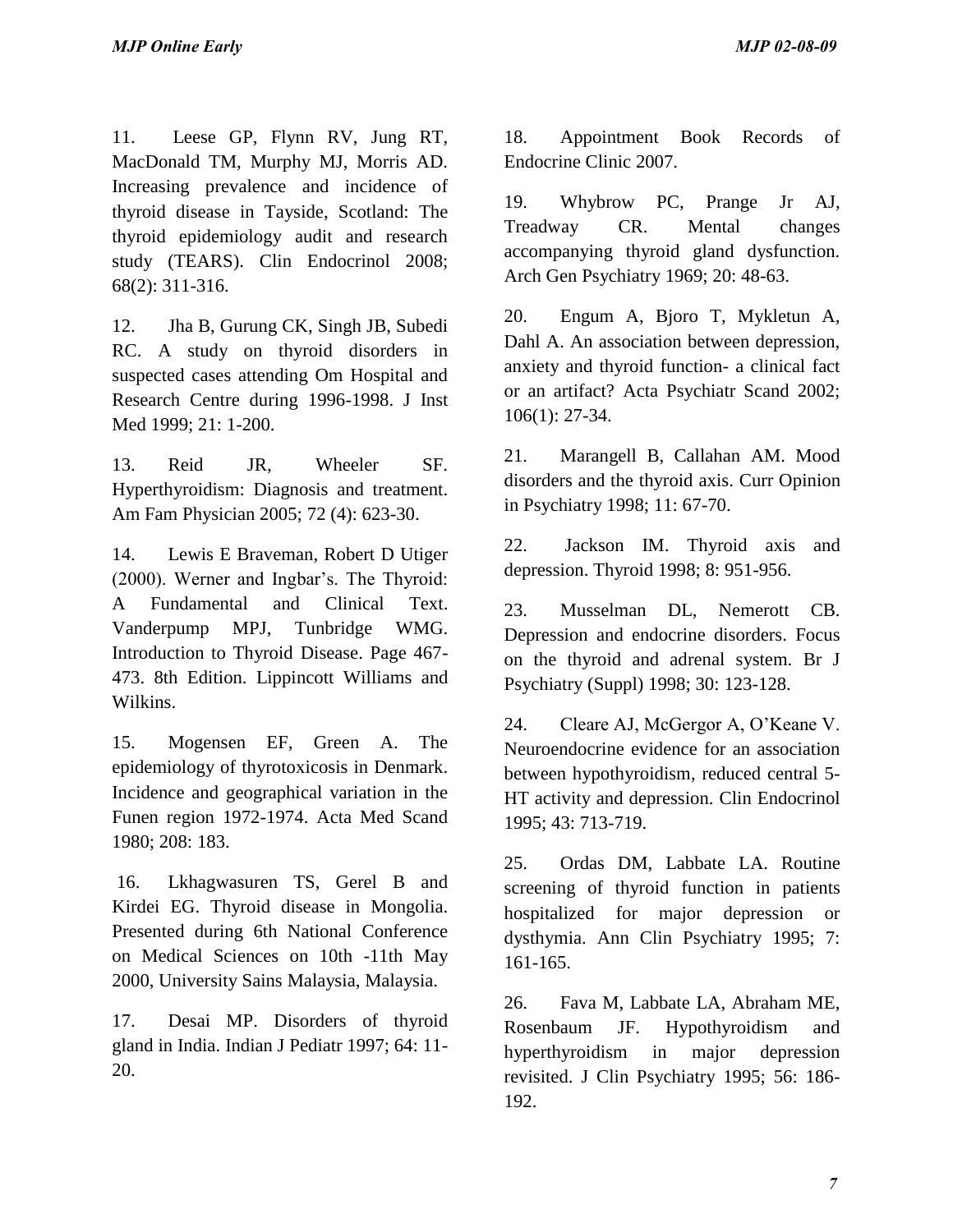11. Leese GP, Flynn RV, Jung RT, MacDonald TM, Murphy MJ, Morris AD. Increasing prevalence and incidence of thyroid disease in Tayside, Scotland: The thyroid epidemiology audit and research study (TEARS). Clin Endocrinol 2008; 68(2): 311-316.

12. Jha B, Gurung CK, Singh JB, Subedi RC. A study on thyroid disorders in suspected cases attending Om Hospital and Research Centre during 1996-1998. J Inst Med 1999; 21: 1-200.

13. Reid JR, Wheeler SF. Hyperthyroidism: Diagnosis and treatment. Am Fam Physician 2005; 72 (4): 623-30.

14. Lewis E Braveman, Robert D Utiger (2000). Werner and Ingbar's. The Thyroid: A Fundamental and Clinical Text. Vanderpump MPJ, Tunbridge WMG. Introduction to Thyroid Disease. Page 467-473. 8th Edition. Lippincott Williams and Wilkins.

15. Mogensen EF, Green A. The epidemiology of thyrotoxicosis in Denmark. Incidence and geographical variation in the Funen region 1972-1974. Acta Med Scand 1980; 208: 183.

16. Lkhagwasuren TS, Gerel B and Kirdei EG. Thyroid disease in Mongolia. Presented during 6th National Conference on Medical Sciences on 10th -11th May 2000, University Sains Malaysia, Malaysia.

17. Desai MP. Disorders of thyroid gland in India. Indian J Pediatr 1997; 64: 11-20.

18. Appointment Book Records of Endocrine Clinic 2007.

19. Whybrow PC, Prange Jr AJ, Treadway CR. Mental changes accompanying thyroid gland dysfunction. Arch Gen Psychiatry 1969; 20: 48-63.

20. Engum A, Bjoro T, Mykletun A, Dahl A. An association between depression, anxiety and thyroid function- a clinical fact or an artifact? Acta Psychiatr Scand 2002; 106(1): 27-34.

21. Marangell B, Callahan AM. Mood disorders and the thyroid axis. Curr Opinion in Psychiatry 1998; 11: 67-70.

22. Jackson IM. Thyroid axis and depression. Thyroid 1998; 8: 951-956.

23. Musselman DL, Nemerott CB. Depression and endocrine disorders. Focus on the thyroid and adrenal system. Br J Psychiatry (Suppl) 1998; 30: 123-128.

24. Cleare AJ, McGergor A, O'Keane V. Neuroendocrine evidence for an association between hypothyroidism, reduced central 5-HT activity and depression. Clin Endocrinol 1995; 43: 713-719.

25. Ordas DM, Labbate LA. Routine screening of thyroid function in patients hospitalized for major depression or dysthymia. Ann Clin Psychiatry 1995; 7: 161-165.

26. Fava M, Labbate LA, Abraham ME, Rosenbaum JF. Hypothyroidism and hyperthyroidism in major depression revisited. J Clin Psychiatry 1995; 56: 186-192.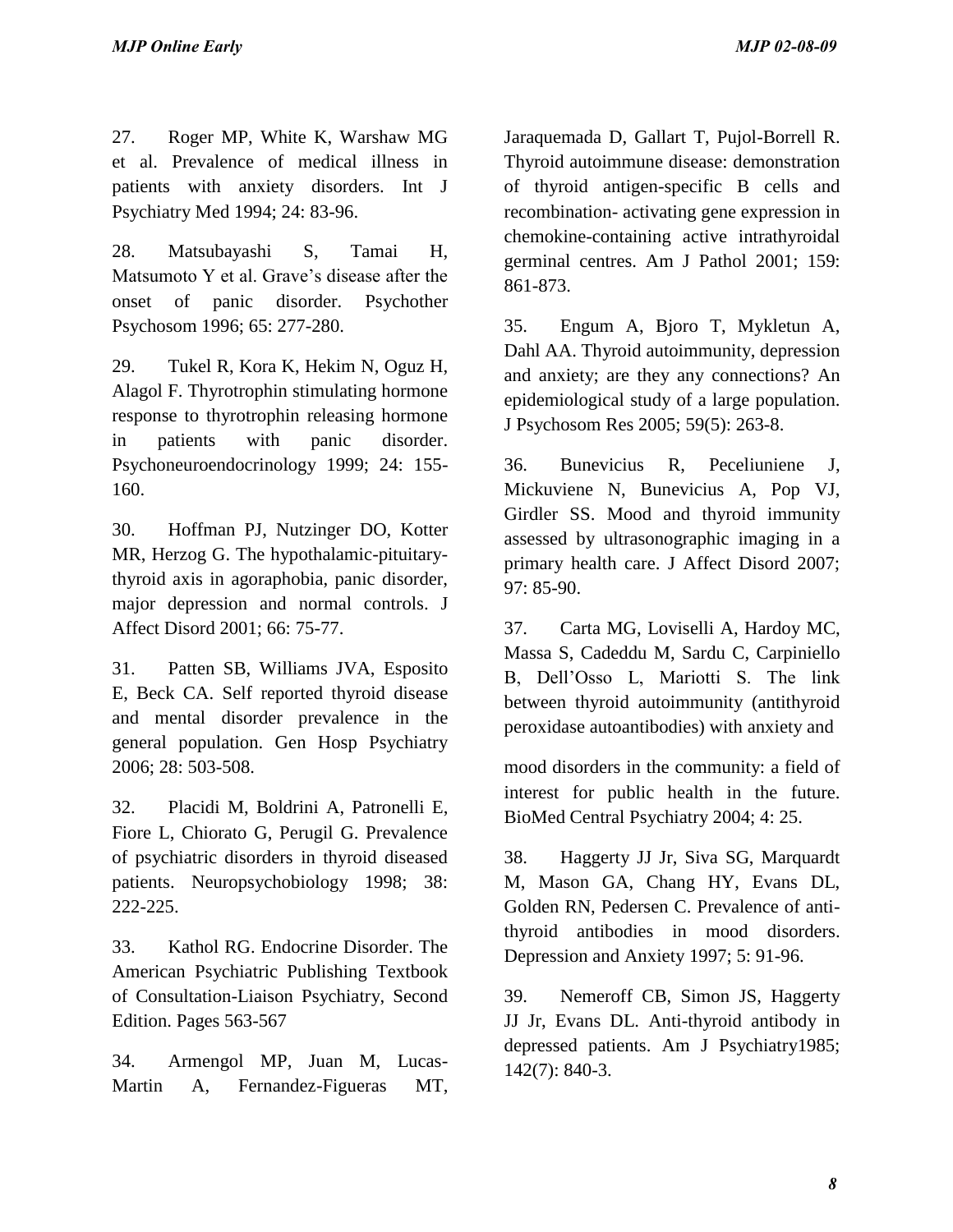27. Roger MP, White K, Warshaw MG et al. Prevalence of medical illness in patients with anxiety disorders. Int J Psychiatry Med 1994; 24: 83-96.

28. Matsubayashi S, Tamai H, Matsumoto Y et al. Grave's disease after the onset of panic disorder. Psychother Psychosom 1996; 65: 277-280.

29. Tukel R, Kora K, Hekim N, Oguz H, Alagol F. Thyrotrophin stimulating hormone response to thyrotrophin releasing hormone in patients with panic disorder. Psychoneuroendocrinology 1999; 24: 155-160.

30. Hoffman PJ, Nutzinger DO, Kotter MR, Herzog G. The hypothalamic-pituitary-thyroid axis in agoraphobia, panic disorder, major depression and normal controls. J Affect Disord 2001; 66: 75-77.

31. Patten SB, Williams JVA, Esposito E, Beck CA. Self reported thyroid disease and mental disorder prevalence in the general population. Gen Hosp Psychiatry 2006; 28: 503-508.

32. Placidi M, Boldrini A, Patronelli E, Fiore L, Chiorato G, Perugil G. Prevalence of psychiatric disorders in thyroid diseased patients. Neuropsychobiology 1998; 38: 222-225.

33. Kathol RG. Endocrine Disorder. The American Psychiatric Publishing Textbook of Consultation-Liaison Psychiatry, Second Edition. Pages 563-567

34. Armengol MP, Juan M, Lucas-Martin A, Fernandez-Figueras MT, Jaraquemada D, Gallart T, Pujol-Borrell R. Thyroid autoimmune disease: demonstration of thyroid antigen-specific B cells and recombination- activating gene expression in chemokine-containing active intrathyroidal germinal centres. Am J Pathol 2001; 159: 861-873.

35. Engum A, Bjoro T, Mykletun A, Dahl AA. Thyroid autoimmunity, depression and anxiety; are they any connections? An epidemiological study of a large population. J Psychosom Res 2005; 59(5): 263-8.

36. Bunevicius R, Peceliuniene J, Mickuviene N, Bunevicius A, Pop VJ, Girdler SS. Mood and thyroid immunity assessed by ultrasonographic imaging in a primary health care. J Affect Disord 2007; 97: 85-90.

37. Carta MG, Loviselli A, Hardoy MC, Massa S, Cadeddu M, Sardu C, Carpiniello B, Dell'Osso L, Mariotti S. The link between thyroid autoimmunity (antithyroid peroxidase autoantibodies) with anxiety and mood disorders in the community: a field of interest for public health in the future. BioMed Central Psychiatry 2004; 4: 25.

38. Haggerty JJ Jr, Siva SG, Marquardt M, Mason GA, Chang HY, Evans DL, Golden RN, Pedersen C. Prevalence of anti-thyroid antibodies in mood disorders. Depression and Anxiety 1997; 5: 91-96.

39. Nemeroff CB, Simon JS, Haggerty JJ Jr, Evans DL. Anti-thyroid antibody in depressed patients. Am J Psychiatry1985; 142(7): 840-3.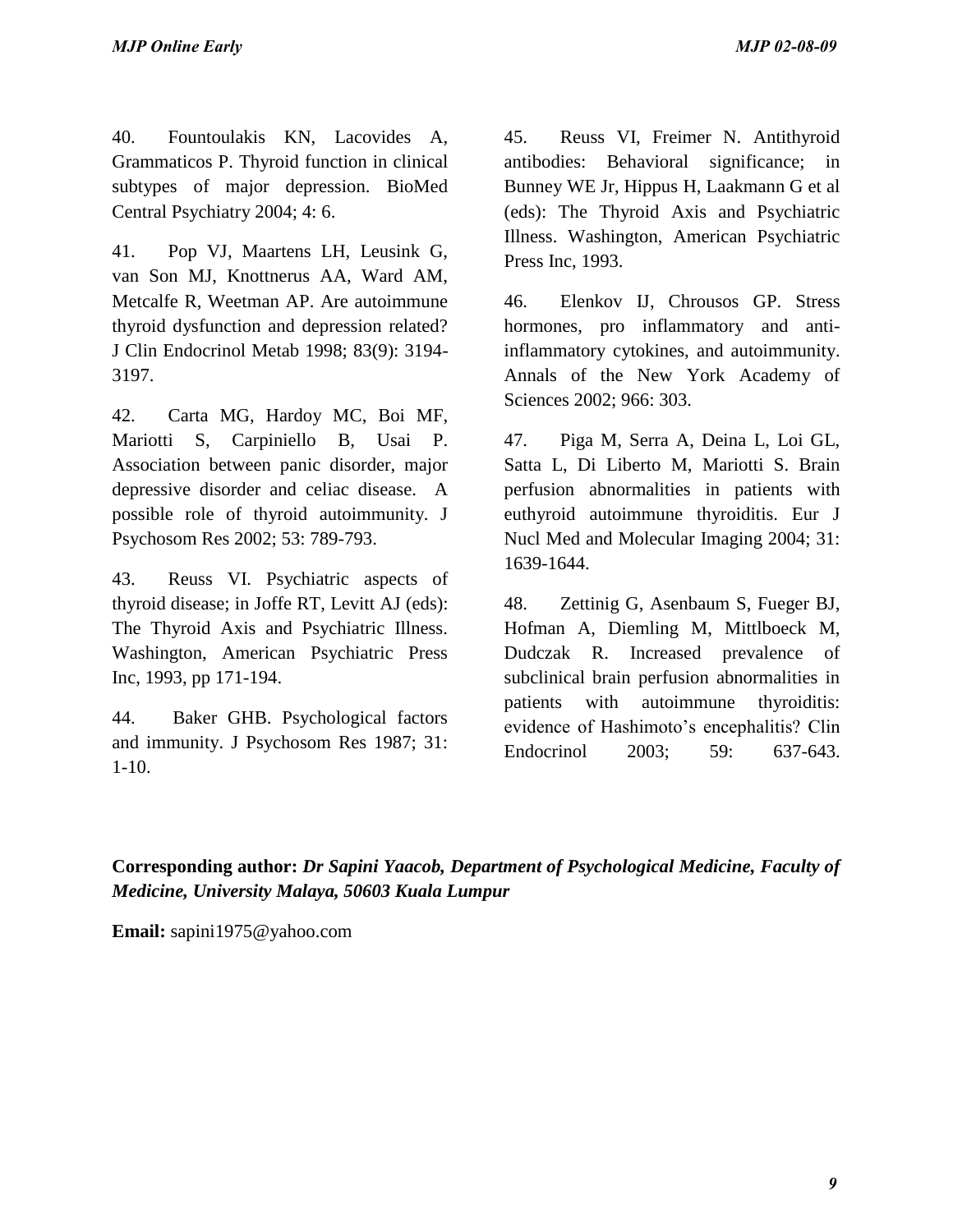40. Fountoulakis KN, Lacovides A, Grammaticos P. Thyroid function in clinical subtypes of major depression. BioMed Central Psychiatry 2004; 4: 6.

41. Pop VJ, Maartens LH, Leusink G, van Son MJ, Knottnerus AA, Ward AM, Metcalfe R, Weetman AP. Are autoimmune thyroid dysfunction and depression related? J Clin Endocrinol Metab 1998; 83(9): 3194-3197.

42. Carta MG, Hardoy MC, Boi MF, Mariotti S, Carpiniello B, Usai P. Association between panic disorder, major depressive disorder and celiac disease. A possible role of thyroid autoimmunity. J Psychosom Res 2002; 53: 789-793.

43. Reuss VI. Psychiatric aspects of thyroid disease; in Joffe RT, Levitt AJ (eds): The Thyroid Axis and Psychiatric Illness. Washington, American Psychiatric Press Inc, 1993, pp 171-194.

44. Baker GHB. Psychological factors and immunity. J Psychosom Res 1987; 31: 1-10.

45. Reuss VI, Freimer N. Antithyroid antibodies: Behavioral significance; in Bunney WE Jr, Hippus H, Laakmann G et al (eds): The Thyroid Axis and Psychiatric Illness. Washington, American Psychiatric Press Inc, 1993.

46. Elenkov IJ, Chrousos GP. Stress hormones, pro inflammatory and anti-inflammatory cytokines, and autoimmunity. Annals of the New York Academy of Sciences 2002; 966: 303.

47. Piga M, Serra A, Deina L, Loi GL, Satta L, Di Liberto M, Mariotti S. Brain perfusion abnormalities in patients with euthyroid autoimmune thyroiditis. Eur J Nucl Med and Molecular Imaging 2004; 31: 1639-1644.

48. Zettinig G, Asenbaum S, Fueger BJ, Hofman A, Diemling M, Mittlboeck M, Dudczak R. Increased prevalence of subclinical brain perfusion abnormalities in patients with autoimmune thyroiditis: evidence of Hashimoto's encephalitis? Clin Endocrinol 2003; 59: 637-643.

**Corresponding author:** ***Dr Sapini Yaacob, Department of Psychological Medicine, Faculty of Medicine, University Malaya, 50603 Kuala Lumpur***

**Email:** sapini1975@yahoo.com